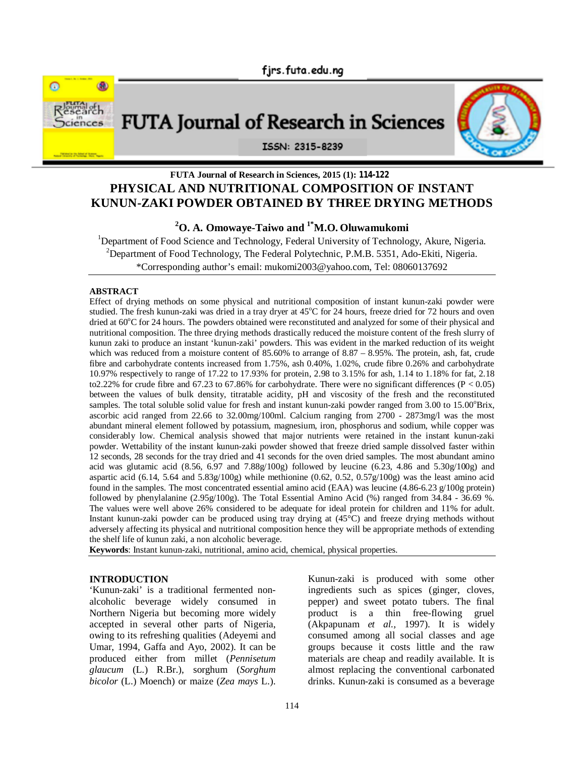**FUTA Journal of Research in Sciences, 2015 (1): 114-122**

# PHYSICAL AND NUTRITIONAL COMPOSITION OF INSTANT KUNUN-ZAKI POWDER OBTAINED BY THREE DRYING METHODS

**[2]O. A. Omowaye-Taiwo and [1*]M.O. Oluwamukomi**

[1]Department of Food Science and Technology, Federal University of Technology, Akure, Nigeria.
[2]Department of Food Technology, The Federal Polytechnic, P.M.B. 5351, Ado-Ekiti, Nigeria.
*Corresponding author's email: mukomi2003@yahoo.com, Tel: 08060137692

## ABSTRACT

Effect of drying methods on some physical and nutritional composition of instant kunun-zaki powder were studied. The fresh kunun-zaki was dried in a tray dryer at 45°C for 24 hours, freeze dried for 72 hours and oven dried at 60°C for 24 hours. The powders obtained were reconstituted and analyzed for some of their physical and nutritional composition. The three drying methods drastically reduced the moisture content of the fresh slurry of kunun zaki to produce an instant 'kunun-zaki' powders. This was evident in the marked reduction of its weight which was reduced from a moisture content of 85.60% to arange of 8.87 – 8.95%. The protein, ash, fat, crude fibre and carbohydrate contents increased from 1.75%, ash 0.40%, 1.02%, crude fibre 0.26% and carbohydrate 10.97% respectively to range of 17.22 to 17.93% for protein, 2.98 to 3.15% for ash, 1.14 to 1.18% for fat, 2.18 to2.22% for crude fibre and 67.23 to 67.86% for carbohydrate. There were no significant differences ($P < 0.05$) between the values of bulk density, titratable acidity, pH and viscosity of the fresh and the reconstituted samples. The total soluble solid value for fresh and instant kunun-zaki powder ranged from 3.00 to 15.00°Brix, ascorbic acid ranged from 22.66 to 32.00mg/100ml. Calcium ranging from 2700 - 2873mg/l was the most abundant mineral element followed by potassium, magnesium, iron, phosphorus and sodium, while copper was considerably low. Chemical analysis showed that major nutrients were retained in the instant kunun-zaki powder. Wettability of the instant kunun-zaki powder showed that freeze dried sample dissolved faster within 12 seconds, 28 seconds for the tray dried and 41 seconds for the oven dried samples. The most abundant amino acid was glutamic acid (8.56, 6.97 and 7.88g/100g) followed by leucine (6.23, 4.86 and 5.30g/100g) and aspartic acid (6.14, 5.64 and 5.83g/100g) while methionine (0.62, 0.52, 0.57g/100g) was the least amino acid found in the samples. The most concentrated essential amino acid (EAA) was leucine (4.86-6.23 g/100g protein) followed by phenylalanine (2.95g/100g). The Total Essential Amino Acid (%) ranged from 34.84 - 36.69 %. The values were well above 26% considered to be adequate for ideal protein for children and 11% for adult. Instant kunun-zaki powder can be produced using tray drying at (45°C) and freeze drying methods without adversely affecting its physical and nutritional composition hence they will be appropriate methods of extending the shelf life of kunun zaki, a non alcoholic beverage.

**Keywords**: Instant kunun-zaki, nutritional, amino acid, chemical, physical properties.

## INTRODUCTION

'Kunun-zaki' is a traditional fermented non-alcoholic beverage widely consumed in Northern Nigeria but becoming more widely accepted in several other parts of Nigeria, owing to its refreshing qualities (Adeyemi and Umar, 1994, Gaffa and Ayo, 2002). It can be produced either from millet (*Pennisetum glaucum* (L.) R.Br.), sorghum (*Sorghum bicolor* (L.) Moench) or maize (*Zea mays* L.). Kunun-zaki is produced with some other ingredients such as spices (ginger, cloves, pepper) and sweet potato tubers. The final product is a thin free-flowing gruel (Akpapunam *et al.*, 1997). It is widely consumed among all social classes and age groups because it costs little and the raw materials are cheap and readily available. It is almost replacing the conventional carbonated drinks. Kunun-zaki is consumed as a beverage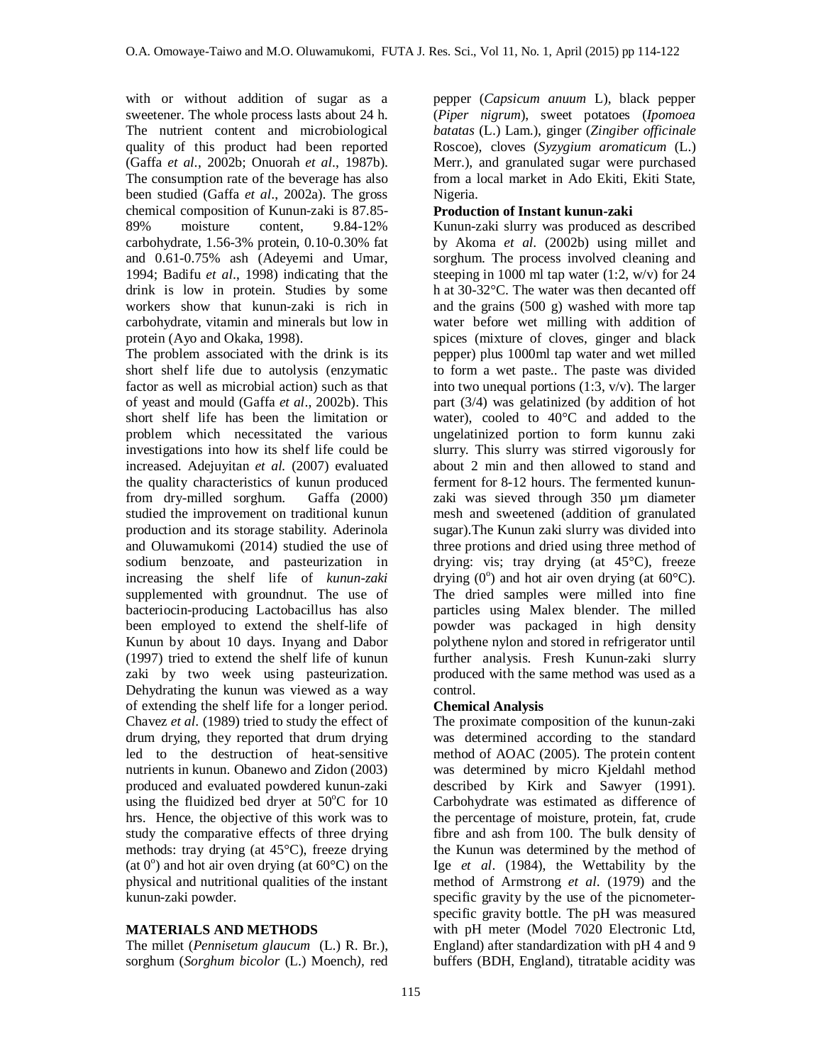with or without addition of sugar as a sweetener. The whole process lasts about 24 h. The nutrient content and microbiological quality of this product had been reported (Gaffa *et al*., 2002b; Onuorah *et al*., 1987b). The consumption rate of the beverage has also been studied (Gaffa *et al*., 2002a). The gross chemical composition of Kunun-zaki is 87.85-89% moisture content, 9.84-12% carbohydrate, 1.56-3% protein, 0.10-0.30% fat and 0.61-0.75% ash (Adeyemi and Umar, 1994; Badifu *et al*., 1998) indicating that the drink is low in protein. Studies by some workers show that kunun-zaki is rich in carbohydrate, vitamin and minerals but low in protein (Ayo and Okaka, 1998).

The problem associated with the drink is its short shelf life due to autolysis (enzymatic factor as well as microbial action) such as that of yeast and mould (Gaffa *et al*., 2002b). This short shelf life has been the limitation or problem which necessitated the various investigations into how its shelf life could be increased. Adejuyitan *et al.* (2007) evaluated the quality characteristics of kunun produced from dry-milled sorghum. Gaffa (2000) studied the improvement on traditional kunun production and its storage stability. Aderinola and Oluwamukomi (2014) studied the use of sodium benzoate, and pasteurization in increasing the shelf life of *kunun-zaki* supplemented with groundnut. The use of bacteriocin-producing Lactobacillus has also been employed to extend the shelf-life of Kunun by about 10 days. Inyang and Dabor (1997) tried to extend the shelf life of kunun zaki by two week using pasteurization. Dehydrating the kunun was viewed as a way of extending the shelf life for a longer period. Chavez *et al*. (1989) tried to study the effect of drum drying, they reported that drum drying led to the destruction of heat-sensitive nutrients in kunun. Obanewo and Zidon (2003) produced and evaluated powdered kunun-zaki using the fluidized bed dryer at $50^{o}$C for 10 hrs. Hence, the objective of this work was to study the comparative effects of three drying methods: tray drying (at 45°C), freeze drying (at $0^{o}$) and hot air oven drying (at 60°C) on the physical and nutritional qualities of the instant kunun-zaki powder.

## MATERIALS AND METHODS

The millet (*Pennisetum glaucum* (L.) R. Br.), sorghum (*Sorghum bicolor* (L.) Moench*)*, red pepper (*Capsicum anuum* L), black pepper (*Piper nigrum*), sweet potatoes (*Ipomoea batatas* (L.) Lam.), ginger (*Zingiber officinale* Roscoe), cloves (*Syzygium aromaticum* (L.) Merr.), and granulated sugar were purchased from a local market in Ado Ekiti, Ekiti State, Nigeria.

**Production of Instant kunun-zaki**

Kunun-zaki slurry was produced as described by Akoma *et al*. (2002b) using millet and sorghum. The process involved cleaning and steeping in 1000 ml tap water (1:2, w/v) for 24 h at 30-32°C. The water was then decanted off and the grains (500 g) washed with more tap water before wet milling with addition of spices (mixture of cloves, ginger and black pepper) plus 1000ml tap water and wet milled to form a wet paste.. The paste was divided into two unequal portions (1:3, v/v). The larger part (3/4) was gelatinized (by addition of hot water), cooled to 40°C and added to the ungelatinized portion to form kunnu zaki slurry. This slurry was stirred vigorously for about 2 min and then allowed to stand and ferment for 8-12 hours. The fermented kunun-zaki was sieved through 350 µm diameter mesh and sweetened (addition of granulated sugar).The Kunun zaki slurry was divided into three protions and dried using three method of drying: vis; tray drying (at 45°C), freeze drying ($0^{o}$) and hot air oven drying (at 60°C). The dried samples were milled into fine particles using Malex blender. The milled powder was packaged in high density polythene nylon and stored in refrigerator until further analysis. Fresh Kunun-zaki slurry produced with the same method was used as a control.

**Chemical Analysis**

The proximate composition of the kunun-zaki was determined according to the standard method of AOAC (2005). The protein content was determined by micro Kjeldahl method described by Kirk and Sawyer (1991). Carbohydrate was estimated as difference of the percentage of moisture, protein, fat, crude fibre and ash from 100. The bulk density of the Kunun was determined by the method of Ige *et al*. (1984), the Wettability by the method of Armstrong *et al*. (1979) and the specific gravity by the use of the picnometer-specific gravity bottle. The pH was measured with pH meter (Model 7020 Electronic Ltd, England) after standardization with pH 4 and 9 buffers (BDH, England), titratable acidity was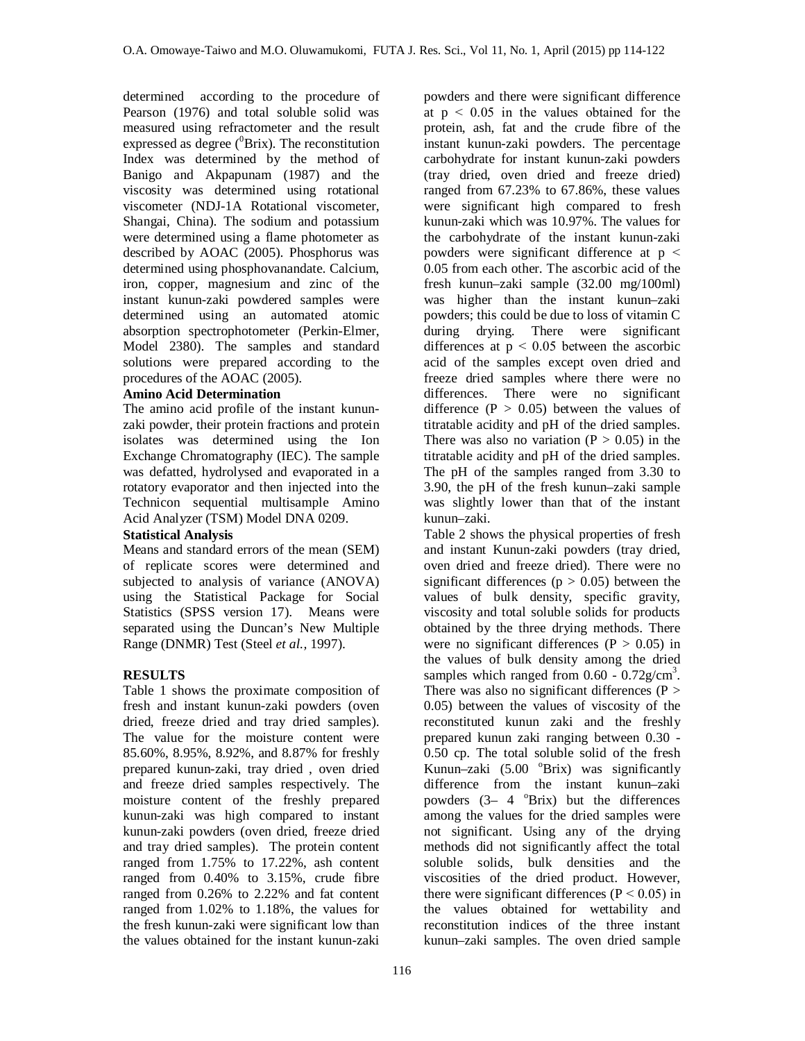determined according to the procedure of Pearson (1976) and total soluble solid was measured using refractometer and the result expressed as degree ($^0$Brix). The reconstitution Index was determined by the method of Banigo and Akpapunam (1987) and the viscosity was determined using rotational viscometer (NDJ-1A Rotational viscometer, Shangai, China). The sodium and potassium were determined using a flame photometer as described by AOAC (2005). Phosphorus was determined using phosphovanandate. Calcium, iron, copper, magnesium and zinc of the instant kunun-zaki powdered samples were determined using an automated atomic absorption spectrophotometer (Perkin-Elmer, Model 2380). The samples and standard solutions were prepared according to the procedures of the AOAC (2005).

**Amino Acid Determination**

The amino acid profile of the instant kunun-zaki powder, their protein fractions and protein isolates was determined using the Ion Exchange Chromatography (IEC). The sample was defatted, hydrolysed and evaporated in a rotatory evaporator and then injected into the Technicon sequential multisample Amino Acid Analyzer (TSM) Model DNA 0209.

**Statistical Analysis**

Means and standard errors of the mean (SEM) of replicate scores were determined and subjected to analysis of variance (ANOVA) using the Statistical Package for Social Statistics (SPSS version 17). Means were separated using the Duncan's New Multiple Range (DNMR) Test (Steel *et al.,* 1997).

**RESULTS**

Table 1 shows the proximate composition of fresh and instant kunun-zaki powders (oven dried, freeze dried and tray dried samples). The value for the moisture content were 85.60%, 8.95%, 8.92%, and 8.87% for freshly prepared kunun-zaki, tray dried , oven dried and freeze dried samples respectively. The moisture content of the freshly prepared kunun-zaki was high compared to instant kunun-zaki powders (oven dried, freeze dried and tray dried samples). The protein content ranged from 1.75% to 17.22%, ash content ranged from 0.40% to 3.15%, crude fibre ranged from 0.26% to 2.22% and fat content ranged from 1.02% to 1.18%, the values for the fresh kunun-zaki were significant low than the values obtained for the instant kunun-zaki powders and there were significant difference at $p < 0.05$ in the values obtained for the protein, ash, fat and the crude fibre of the instant kunun-zaki powders. The percentage carbohydrate for instant kunun-zaki powders (tray dried, oven dried and freeze dried) ranged from 67.23% to 67.86%, these values were significant high compared to fresh kunun-zaki which was 10.97%. The values for the carbohydrate of the instant kunun-zaki powders were significant difference at $p < 0.05$ from each other. The ascorbic acid of the fresh kunun–zaki sample (32.00 mg/100ml) was higher than the instant kunun–zaki powders; this could be due to loss of vitamin C during drying. There were significant differences at $p < 0.05$ between the ascorbic acid of the samples except oven dried and freeze dried samples where there were no differences. There were no significant difference ($P > 0.05$) between the values of titratable acidity and pH of the dried samples. There was also no variation ($P > 0.05$) in the titratable acidity and pH of the dried samples. The pH of the samples ranged from 3.30 to 3.90, the pH of the fresh kunun–zaki sample was slightly lower than that of the instant kunun–zaki.

Table 2 shows the physical properties of fresh and instant Kunun-zaki powders (tray dried, oven dried and freeze dried). There were no significant differences ($p > 0.05$) between the values of bulk density, specific gravity, viscosity and total soluble solids for products obtained by the three drying methods. There were no significant differences ($P > 0.05$) in the values of bulk density among the dried samples which ranged from 0.60 - 0.72g/cm$^3$. There was also no significant differences ($P > 0.05$) between the values of viscosity of the reconstituted kunun zaki and the freshly prepared kunun zaki ranging between 0.30 - 0.50 cp. The total soluble solid of the fresh Kunun–zaki (5.00 $^o$Brix) was significantly difference from the instant kunun–zaki powders (3– 4 $^o$Brix) but the differences among the values for the dried samples were not significant. Using any of the drying methods did not significantly affect the total soluble solids, bulk densities and the viscosities of the dried product. However, there were significant differences ($P < 0.05$) in the values obtained for wettability and reconstitution indices of the three instant kunun–zaki samples. The oven dried sample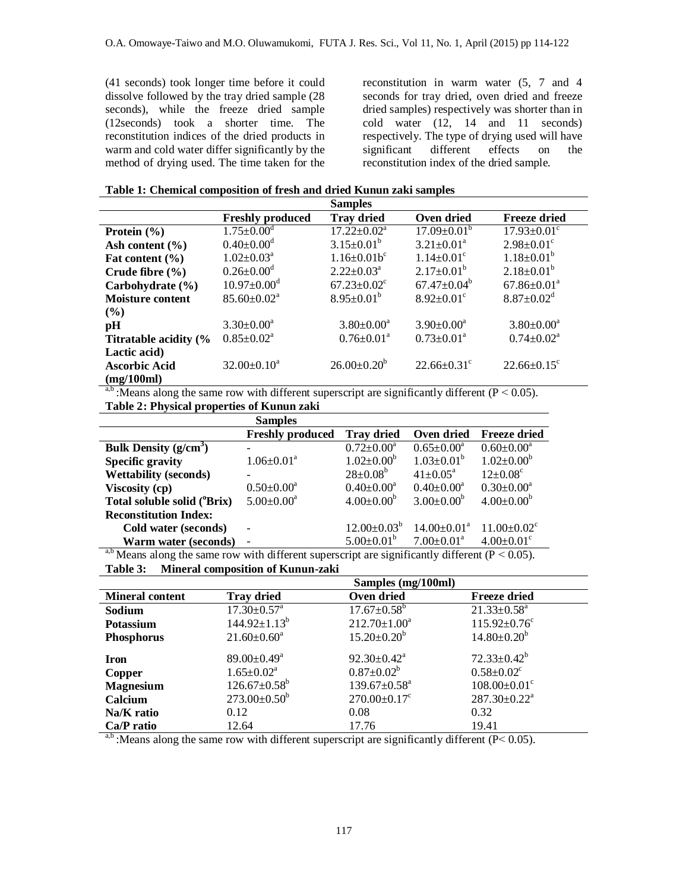(41 seconds) took longer time before it could dissolve followed by the tray dried sample (28 seconds), while the freeze dried sample (12seconds) took a shorter time. The reconstitution indices of the dried products in warm and cold water differ significantly by the method of drying used. The time taken for the reconstitution in warm water (5, 7 and 4 seconds for tray dried, oven dried and freeze dried samples) respectively was shorter than in cold water (12, 14 and 11 seconds) respectively. The type of drying used will have significant different effects on the reconstitution index of the dried sample.

**Table 1: Chemical composition of fresh and dried Kunun zaki samples**

| | Samples | | | |
|---|---|---|---|---|
| | **Freshly produced** | **Tray dried** | **Oven dried** | **Freeze dried** |
| **Protein (%)** | $1.75±0.00^d$ | $17.22±0.02^a$ | $17.09±0.01^b$ | $17.93±0.01^c$ |
| **Ash content (%)** | $0.40±0.00^d$ | $3.15±0.01^b$ | $3.21±0.01^a$ | $2.98±0.01^c$ |
| **Fat content (%)** | $1.02±0.03^a$ | $1.16±0.01b^c$ | $1.14±0.01^c$ | $1.18±0.01^b$ |
| **Crude fibre (%)** | $0.26±0.00^d$ | $2.22±0.03^a$ | $2.17±0.01^b$ | $2.18±0.01^b$ |
| **Carbohydrate (%)** | $10.97±0.00^d$ | $67.23±0.02^c$ | $67.47±0.04^b$ | $67.86±0.01^a$ |
| **Moisture content (%)** | $85.60±0.02^a$ | $8.95±0.01^b$ | $8.92±0.01^c$ | $8.87±0.02^d$ |
| **pH** | $3.30±0.00^a$ | $3.80±0.00^a$ | $3.90±0.00^a$ | $3.80±0.00^a$ |
| **Titratable acidity (% Lactic acid)** | $0.85±0.02^a$ | $0.76±0.01^a$ | $0.73±0.01^a$ | $0.74±0.02^a$ |
| **Ascorbic Acid (mg/100ml)** | $32.00±0.10^a$ | $26.00±0.20^b$ | $22.66±0.31^c$ | $22.66±0.15^c$ |

a,b :Means along the same row with different superscript are significantly different ($P < 0.05$).

**Table 2: Physical properties of Kunun zaki**

| | Samples | | | |
|---|---|---|---|---|
| | **Freshly produced** | **Tray dried** | **Oven dried** | **Freeze dried** |
| **Bulk Density ($g/cm^3$)** | - | $0.72±0.00^a$ | $0.65±0.00^a$ | $0.60±0.00^a$ |
| **Specific gravity** | $1.06±0.01^a$ | $1.02±0.00^b$ | $1.03±0.01^b$ | $1.02±0.00^b$ |
| **Wettability (seconds)** | - | $28±0.08^b$ | $41±0.05^a$ | $12±0.08^c$ |
| **Viscosity (cp)** | $0.50±0.00^a$ | $0.40±0.00^a$ | $0.40±0.00^a$ | $0.30±0.00^a$ |
| **Total soluble solid (°Brix)** | $5.00±0.00^a$ | $4.00±0.00^b$ | $3.00±0.00^b$ | $4.00±0.00^b$ |
| **Reconstitution Index:** | | | | |
| **Cold water (seconds)** | - | $12.00±0.03^b$ | $14.00±0.01^a$ | $11.00±0.02^c$ |
| **Warm water (seconds)** | - | $5.00±0.01^b$ | $7.00±0.01^a$ | $4.00±0.01^c$ |

a,b Means along the same row with different superscript are significantly different ($P < 0.05$).

**Table 3: Mineral composition of Kunun-zaki**

| | Samples (mg/100ml) | | |
|---|---|---|---|
| **Mineral content** | **Tray dried** | **Oven dried** | **Freeze dried** |
| **Sodium** | $17.30±0.57^a$ | $17.67±0.58^b$ | $21.33±0.58^a$ |
| **Potassium** | $144.92±1.13^b$ | $212.70±1.00^a$ | $115.92±0.76^c$ |
| **Phosphorus** | $21.60±0.60^a$ | $15.20±0.20^b$ | $14.80±0.20^b$ |
| **Iron** | $89.00±0.49^a$ | $92.30±0.42^a$ | $72.33±0.42^b$ |
| **Copper** | $1.65±0.02^a$ | $0.87±0.02^b$ | $0.58±0.02^c$ |
| **Magnesium** | $126.67±0.58^b$ | $139.67±0.58^a$ | $108.00±0.01^c$ |
| **Calcium** | $273.00±0.50^b$ | $270.00±0.17^c$ | $287.30±0.22^a$ |
| **Na/K ratio** | 0.12 | 0.08 | 0.32 |
| **Ca/P ratio** | 12.64 | 17.76 | 19.41 |

a,b :Means along the same row with different superscript are significantly different ($P< 0.05$).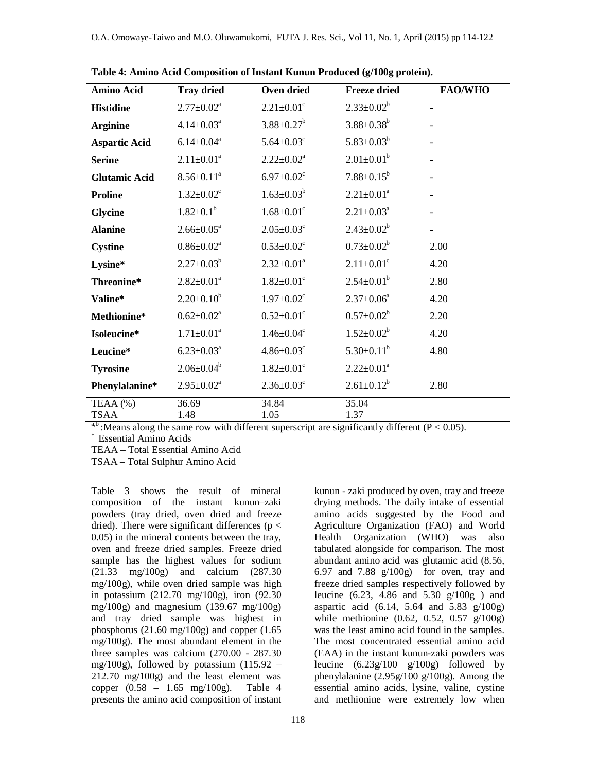**Table 4: Amino Acid Composition of Instant Kunun Produced (g/100g protein).**

| Amino Acid | Tray dried | Oven dried | Freeze dried | FAO/WHO |
|---|---|---|---|---|
| **Histidine** | $2.77{\pm}0.02^{a}$ | $2.21{\pm}0.01^{c}$ | $2.33{\pm}0.02^{b}$ | - |
| **Arginine** | $4.14{\pm}0.03^{a}$ | $3.88{\pm}0.27^{b}$ | $3.88{\pm}0.38^{b}$ | - |
| **Aspartic Acid** | $6.14{\pm}0.04^{a}$ | $5.64{\pm}0.03^{c}$ | $5.83{\pm}0.03^{b}$ | - |
| **Serine** | $2.11{\pm}0.01^{a}$ | $2.22{\pm}0.02^{a}$ | $2.01{\pm}0.01^{b}$ | - |
| **Glutamic Acid** | $8.56{\pm}0.11^{a}$ | $6.97{\pm}0.02^{c}$ | $7.88{\pm}0.15^{b}$ | - |
| **Proline** | $1.32{\pm}0.02^{c}$ | $1.63{\pm}0.03^{b}$ | $2.21{\pm}0.01^{a}$ | - |
| **Glycine** | $1.82{\pm}0.1^{b}$ | $1.68{\pm}0.01^{c}$ | $2.21{\pm}0.03^{a}$ | - |
| **Alanine** | $2.66{\pm}0.05^{a}$ | $2.05{\pm}0.03^{c}$ | $2.43{\pm}0.02^{b}$ | - |
| **Cystine** | $0.86{\pm}0.02^{a}$ | $0.53{\pm}0.02^{c}$ | $0.73{\pm}0.02^{b}$ | 2.00 |
| **Lysine*** | $2.27{\pm}0.03^{b}$ | $2.32{\pm}0.01^{a}$ | $2.11{\pm}0.01^{c}$ | 4.20 |
| **Threonine*** | $2.82{\pm}0.01^{a}$ | $1.82{\pm}0.01^{c}$ | $2.54{\pm}0.01^{b}$ | 2.80 |
| **Valine*** | $2.20{\pm}0.10^{b}$ | $1.97{\pm}0.02^{c}$ | $2.37{\pm}0.06^{a}$ | 4.20 |
| **Methionine*** | $0.62{\pm}0.02^{a}$ | $0.52{\pm}0.01^{c}$ | $0.57{\pm}0.02^{b}$ | 2.20 |
| **Isoleucine*** | $1.71{\pm}0.01^{a}$ | $1.46{\pm}0.04^{c}$ | $1.52{\pm}0.02^{b}$ | 4.20 |
| **Leucine*** | $6.23{\pm}0.03^{a}$ | $4.86{\pm}0.03^{c}$ | $5.30{\pm}0.11^{b}$ | 4.80 |
| **Tyrosine** | $2.06{\pm}0.04^{b}$ | $1.82{\pm}0.01^{c}$ | $2.22{\pm}0.01^{a}$ | |
| **Phenylalanine*** | $2.95{\pm}0.02^{a}$ | $2.36{\pm}0.03^{c}$ | $2.61{\pm}0.12^{b}$ | 2.80 |
| TEAA (%) | 36.69 | 34.84 | 35.04 | |
| TSAA | 1.48 | 1.05 | 1.37 | |

[a,b] :Means along the same row with different superscript are significantly different ($P < 0.05$).
[*] Essential Amino Acids
TEAA – Total Essential Amino Acid
TSAA – Total Sulphur Amino Acid

Table 3 shows the result of mineral composition of the instant kunun–zaki powders (tray dried, oven dried and freeze dried). There were significant differences ($p < 0.05$) in the mineral contents between the tray, oven and freeze dried samples. Freeze dried sample has the highest values for sodium (21.33 mg/100g) and calcium (287.30 mg/100g), while oven dried sample was high in potassium (212.70 mg/100g), iron (92.30 mg/100g) and magnesium (139.67 mg/100g) and tray dried sample was highest in phosphorus (21.60 mg/100g) and copper (1.65 mg/100g). The most abundant element in the three samples was calcium (270.00 - 287.30 mg/100g), followed by potassium (115.92 – 212.70 mg/100g) and the least element was copper (0.58 – 1.65 mg/100g). Table 4 presents the amino acid composition of instant kunun - zaki produced by oven, tray and freeze drying methods. The daily intake of essential amino acids suggested by the Food and Agriculture Organization (FAO) and World Health Organization (WHO) was also tabulated alongside for comparison. The most abundant amino acid was glutamic acid (8.56, 6.97 and 7.88 g/100g) for oven, tray and freeze dried samples respectively followed by leucine (6.23, 4.86 and 5.30 g/100g ) and aspartic acid (6.14, 5.64 and 5.83 g/100g) while methionine (0.62, 0.52, 0.57 g/100g) was the least amino acid found in the samples. The most concentrated essential amino acid (EAA) in the instant kunun-zaki powders was leucine (6.23g/100 g/100g) followed by phenylalanine (2.95g/100 g/100g). Among the essential amino acids, lysine, valine, cystine and methionine were extremely low when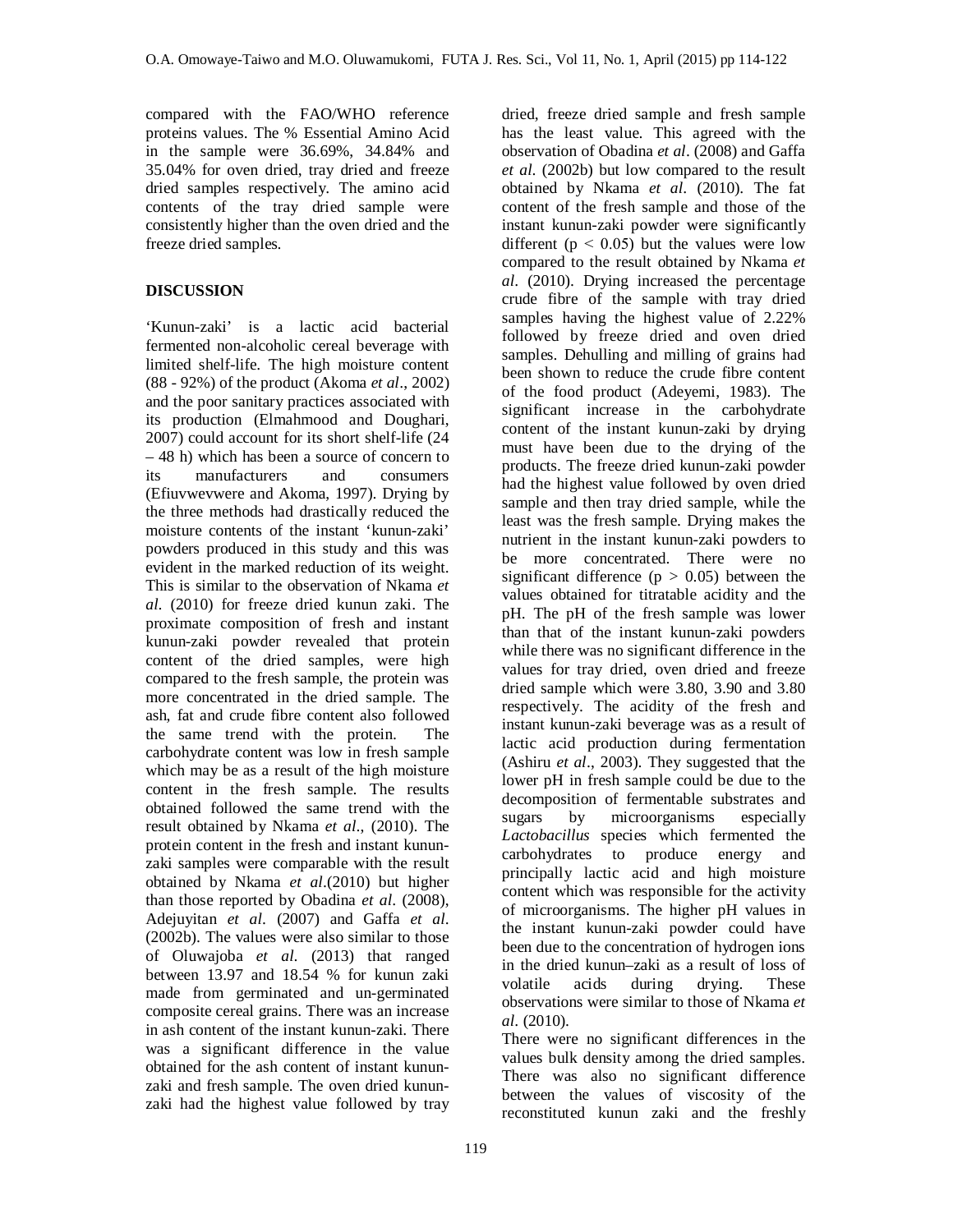compared with the FAO/WHO reference proteins values. The % Essential Amino Acid in the sample were 36.69%, 34.84% and 35.04% for oven dried, tray dried and freeze dried samples respectively. The amino acid contents of the tray dried sample were consistently higher than the oven dried and the freeze dried samples.

## DISCUSSION

'Kunun-zaki' is a lactic acid bacterial fermented non-alcoholic cereal beverage with limited shelf-life. The high moisture content (88 - 92%) of the product (Akoma *et al*., 2002) and the poor sanitary practices associated with its production (Elmahmood and Doughari, 2007) could account for its short shelf-life (24 – 48 h) which has been a source of concern to its manufacturers and consumers (Efiuvwevwere and Akoma, 1997). Drying by the three methods had drastically reduced the moisture contents of the instant 'kunun-zaki' powders produced in this study and this was evident in the marked reduction of its weight. This is similar to the observation of Nkama *et al*. (2010) for freeze dried kunun zaki. The proximate composition of fresh and instant kunun-zaki powder revealed that protein content of the dried samples, were high compared to the fresh sample, the protein was more concentrated in the dried sample. The ash, fat and crude fibre content also followed the same trend with the protein. The carbohydrate content was low in fresh sample which may be as a result of the high moisture content in the fresh sample. The results obtained followed the same trend with the result obtained by Nkama *et al*., (2010). The protein content in the fresh and instant kunun-zaki samples were comparable with the result obtained by Nkama *et al*.(2010) but higher than those reported by Obadina *et al*. (2008), Adejuyitan *et al*. (2007) and Gaffa *et al*. (2002b). The values were also similar to those of Oluwajoba *et al*. (2013) that ranged between 13.97 and 18.54 % for kunun zaki made from germinated and un-germinated composite cereal grains. There was an increase in ash content of the instant kunun-zaki. There was a significant difference in the value obtained for the ash content of instant kunun-zaki and fresh sample. The oven dried kunun-zaki had the highest value followed by tray dried, freeze dried sample and fresh sample has the least value. This agreed with the observation of Obadina *et al*. (2008) and Gaffa *et al*. (2002b) but low compared to the result obtained by Nkama *et al*. (2010). The fat content of the fresh sample and those of the instant kunun-zaki powder were significantly different ($p < 0.05$) but the values were low compared to the result obtained by Nkama *et al*. (2010). Drying increased the percentage crude fibre of the sample with tray dried samples having the highest value of 2.22% followed by freeze dried and oven dried samples. Dehulling and milling of grains had been shown to reduce the crude fibre content of the food product (Adeyemi, 1983). The significant increase in the carbohydrate content of the instant kunun-zaki by drying must have been due to the drying of the products. The freeze dried kunun-zaki powder had the highest value followed by oven dried sample and then tray dried sample, while the least was the fresh sample. Drying makes the nutrient in the instant kunun-zaki powders to be more concentrated. There were no significant difference ($p > 0.05$) between the values obtained for titratable acidity and the pH. The pH of the fresh sample was lower than that of the instant kunun-zaki powders while there was no significant difference in the values for tray dried, oven dried and freeze dried sample which were 3.80, 3.90 and 3.80 respectively. The acidity of the fresh and instant kunun-zaki beverage was as a result of lactic acid production during fermentation (Ashiru *et al*., 2003). They suggested that the lower pH in fresh sample could be due to the decomposition of fermentable substrates and sugars by microorganisms especially *Lactobacillus* species which fermented the carbohydrates to produce energy and principally lactic acid and high moisture content which was responsible for the activity of microorganisms. The higher pH values in the instant kunun-zaki powder could have been due to the concentration of hydrogen ions in the dried kunun–zaki as a result of loss of volatile acids during drying. These observations were similar to those of Nkama *et al*. (2010).

There were no significant differences in the values bulk density among the dried samples. There was also no significant difference between the values of viscosity of the reconstituted kunun zaki and the freshly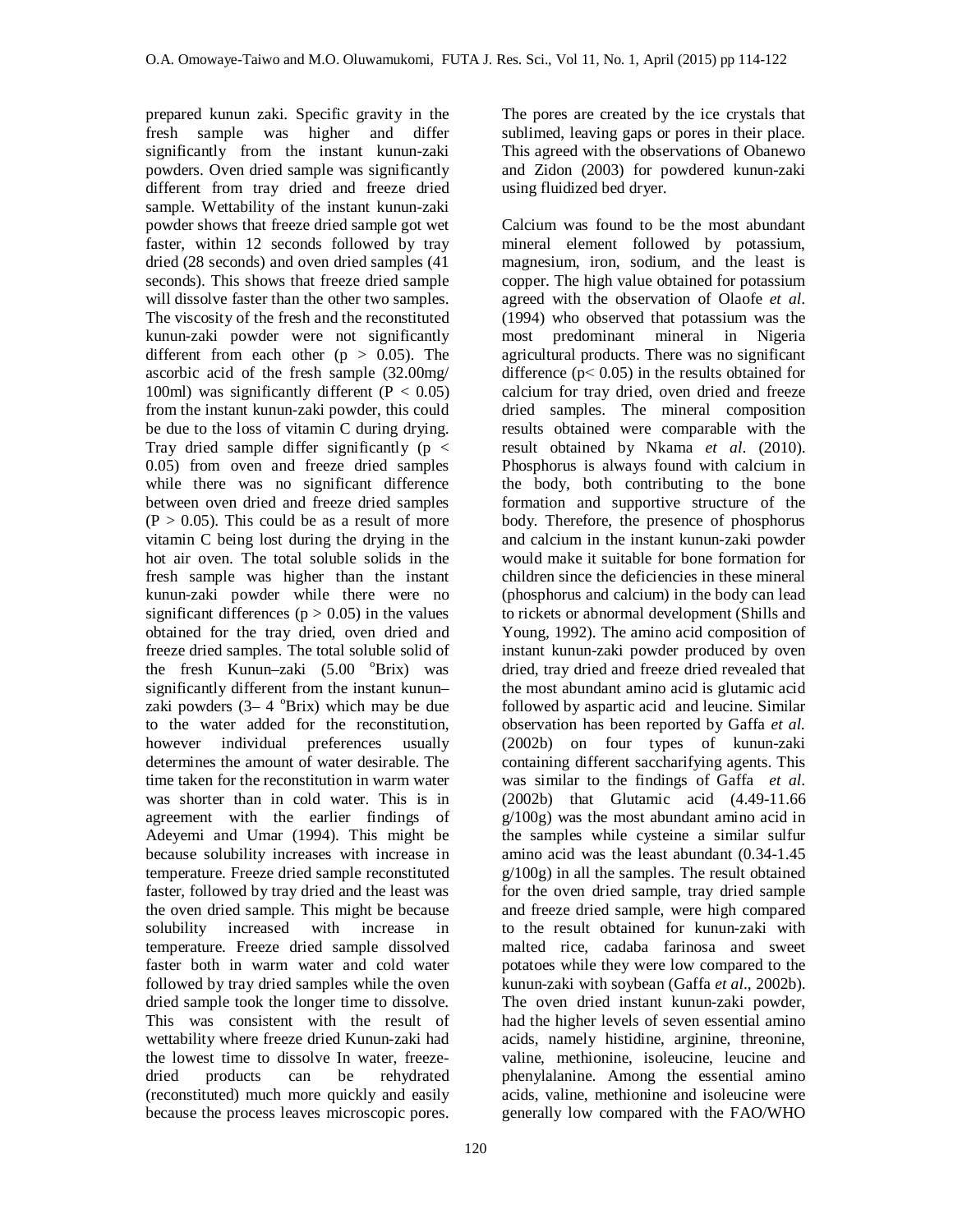prepared kunun zaki. Specific gravity in the fresh sample was higher and differ significantly from the instant kunun-zaki powders. Oven dried sample was significantly different from tray dried and freeze dried sample. Wettability of the instant kunun-zaki powder shows that freeze dried sample got wet faster, within 12 seconds followed by tray dried (28 seconds) and oven dried samples (41 seconds). This shows that freeze dried sample will dissolve faster than the other two samples. The viscosity of the fresh and the reconstituted kunun-zaki powder were not significantly different from each other ($p > 0.05$). The ascorbic acid of the fresh sample (32.00mg/ 100ml) was significantly different ($P < 0.05$) from the instant kunun-zaki powder, this could be due to the loss of vitamin C during drying. Tray dried sample differ significantly ($p < 0.05$) from oven and freeze dried samples while there was no significant difference between oven dried and freeze dried samples ($P > 0.05$). This could be as a result of more vitamin C being lost during the drying in the hot air oven. The total soluble solids in the fresh sample was higher than the instant kunun-zaki powder while there were no significant differences ($p > 0.05$) in the values obtained for the tray dried, oven dried and freeze dried samples. The total soluble solid of the fresh Kunun–zaki (5.00 $^{o}$Brix) was significantly different from the instant kunun–zaki powders (3– 4 $^{o}$Brix) which may be due to the water added for the reconstitution, however individual preferences usually determines the amount of water desirable. The time taken for the reconstitution in warm water was shorter than in cold water. This is in agreement with the earlier findings of Adeyemi and Umar (1994). This might be because solubility increases with increase in temperature. Freeze dried sample reconstituted faster, followed by tray dried and the least was the oven dried sample. This might be because solubility increased with increase in temperature. Freeze dried sample dissolved faster both in warm water and cold water followed by tray dried samples while the oven dried sample took the longer time to dissolve. This was consistent with the result of wettability where freeze dried Kunun-zaki had the lowest time to dissolve In water, freeze-dried products can be rehydrated (reconstituted) much more quickly and easily because the process leaves microscopic pores. The pores are created by the ice crystals that sublimed, leaving gaps or pores in their place. This agreed with the observations of Obanewo and Zidon (2003) for powdered kunun-zaki using fluidized bed dryer.

Calcium was found to be the most abundant mineral element followed by potassium, magnesium, iron, sodium, and the least is copper. The high value obtained for potassium agreed with the observation of Olaofe *et al*. (1994) who observed that potassium was the most predominant mineral in Nigeria agricultural products. There was no significant difference ($p < 0.05$) in the results obtained for calcium for tray dried, oven dried and freeze dried samples. The mineral composition results obtained were comparable with the result obtained by Nkama *et al*. (2010). Phosphorus is always found with calcium in the body, both contributing to the bone formation and supportive structure of the body. Therefore, the presence of phosphorus and calcium in the instant kunun-zaki powder would make it suitable for bone formation for children since the deficiencies in these mineral (phosphorus and calcium) in the body can lead to rickets or abnormal development (Shills and Young, 1992). The amino acid composition of instant kunun-zaki powder produced by oven dried, tray dried and freeze dried revealed that the most abundant amino acid is glutamic acid followed by aspartic acid and leucine. Similar observation has been reported by Gaffa *et al.* (2002b) on four types of kunun-zaki containing different saccharifying agents. This was similar to the findings of Gaffa *et al*. (2002b) that Glutamic acid (4.49-11.66 g/100g) was the most abundant amino acid in the samples while cysteine a similar sulfur amino acid was the least abundant (0.34-1.45 g/100g) in all the samples. The result obtained for the oven dried sample, tray dried sample and freeze dried sample, were high compared to the result obtained for kunun-zaki with malted rice, cadaba farinosa and sweet potatoes while they were low compared to the kunun-zaki with soybean (Gaffa *et al*., 2002b). The oven dried instant kunun-zaki powder, had the higher levels of seven essential amino acids, namely histidine, arginine, threonine, valine, methionine, isoleucine, leucine and phenylalanine. Among the essential amino acids, valine, methionine and isoleucine were generally low compared with the FAO/WHO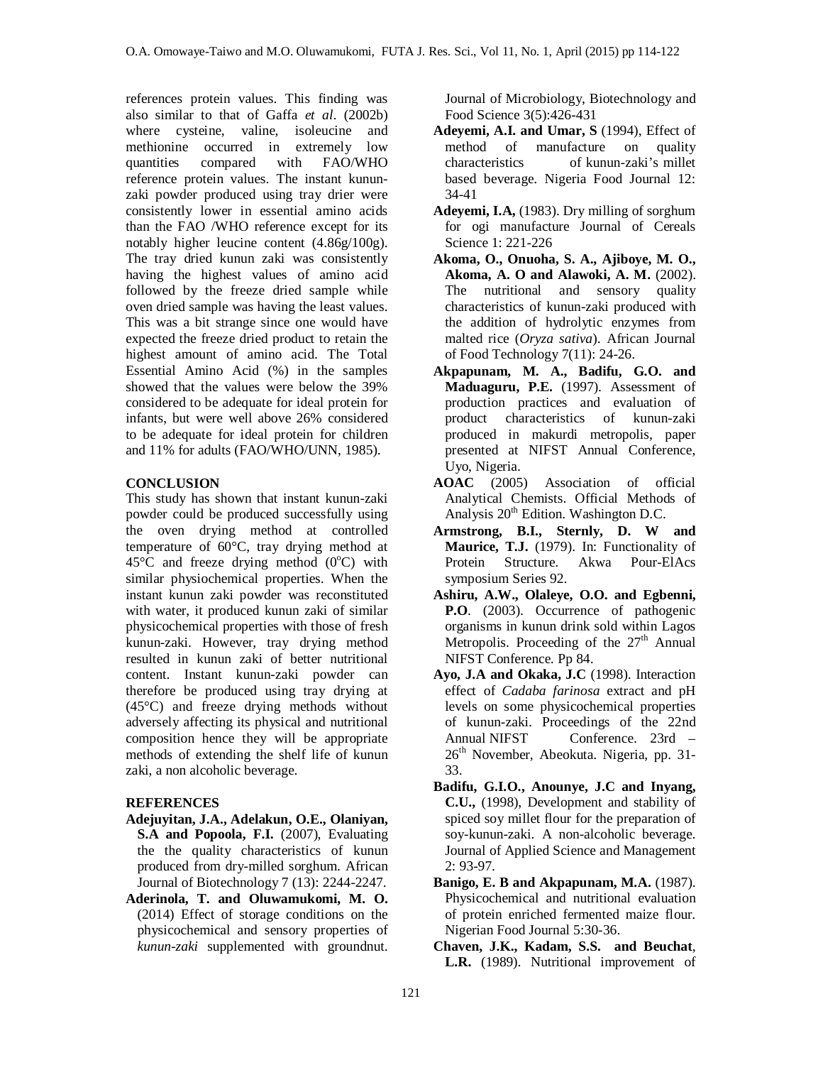references protein values. This finding was also similar to that of Gaffa *et al*. (2002b) where cysteine, valine, isoleucine and methionine occurred in extremely low quantities compared with FAO/WHO reference protein values. The instant kunun-zaki powder produced using tray drier were consistently lower in essential amino acids than the FAO /WHO reference except for its notably higher leucine content (4.86g/100g). The tray dried kunun zaki was consistently having the highest values of amino acid followed by the freeze dried sample while oven dried sample was having the least values. This was a bit strange since one would have expected the freeze dried product to retain the highest amount of amino acid. The Total Essential Amino Acid (%) in the samples showed that the values were below the 39% considered to be adequate for ideal protein for infants, but were well above 26% considered to be adequate for ideal protein for children and 11% for adults (FAO/WHO/UNN, 1985).

## CONCLUSION

This study has shown that instant kunun-zaki powder could be produced successfully using the oven drying method at controlled temperature of 60°C, tray drying method at 45°C and freeze drying method (0°C) with similar physiochemical properties. When the instant kunun zaki powder was reconstituted with water, it produced kunun zaki of similar physicochemical properties with those of fresh kunun-zaki. However, tray drying method resulted in kunun zaki of better nutritional content. Instant kunun-zaki powder can therefore be produced using tray drying at (45°C) and freeze drying methods without adversely affecting its physical and nutritional composition hence they will be appropriate methods of extending the shelf life of kunun zaki, a non alcoholic beverage.

## REFERENCES

**Adejuyitan, J.A., Adelakun, O.E., Olaniyan, S.A and Popoola, F.I.** (2007), Evaluating the the quality characteristics of kunun produced from dry-milled sorghum. African Journal of Biotechnology 7 (13): 2244-2247.

**Aderinola, T. and Oluwamukomi, M. O.** (2014) Effect of storage conditions on the physicochemical and sensory properties of *kunun-zaki* supplemented with groundnut. Journal of Microbiology, Biotechnology and Food Science 3(5):426-431

**Adeyemi, A.I. and Umar, S** (1994), Effect of method of manufacture on quality characteristics of kunun-zaki's millet based beverage. Nigeria Food Journal 12: 34-41

**Adeyemi, I.A,** (1983). Dry milling of sorghum for ogi manufacture Journal of Cereals Science 1: 221-226

**Akoma, O., Onuoha, S. A., Ajiboye, M. O., Akoma, A. O and Alawoki, A. M.** (2002). The nutritional and sensory quality characteristics of kunun-zaki produced with the addition of hydrolytic enzymes from malted rice (*Oryza sativa*). African Journal of Food Technology 7(11): 24-26.

**Akpapunam, M. A., Badifu, G.O. and Maduaguru, P.E.** (1997). Assessment of production practices and evaluation of product characteristics of kunun-zaki produced in makurdi metropolis, paper presented at NIFST Annual Conference, Uyo, Nigeria.

**AOAC** (2005) Association of official Analytical Chemists. Official Methods of Analysis 20th Edition. Washington D.C.

**Armstrong, B.I., Sternly, D. W and Maurice, T.J.** (1979). In: Functionality of Protein Structure. Akwa Pour-ElAcs symposium Series 92.

**Ashiru, A.W., Olaleye, O.O. and Egbenni, P.O**. (2003). Occurrence of pathogenic organisms in kunun drink sold within Lagos Metropolis. Proceeding of the 27th Annual NIFST Conference. Pp 84.

**Ayo, J.A and Okaka, J.C** (1998). Interaction effect of *Cadaba farinosa* extract and pH levels on some physicochemical properties of kunun-zaki. Proceedings of the 22nd Annual NIFST Conference. 23rd – 26th November, Abeokuta. Nigeria, pp. 31-33.

**Badifu, G.I.O., Anounye, J.C and Inyang, C.U.,** (1998), Development and stability of spiced soy millet flour for the preparation of soy-kunun-zaki. A non-alcoholic beverage. Journal of Applied Science and Management 2: 93-97.

**Banigo, E. B and Akpapunam, M.A.** (1987). Physicochemical and nutritional evaluation of protein enriched fermented maize flour. Nigerian Food Journal 5:30-36.

**Chaven, J.K., Kadam, S.S. and Beuchat, L.R.** (1989). Nutritional improvement of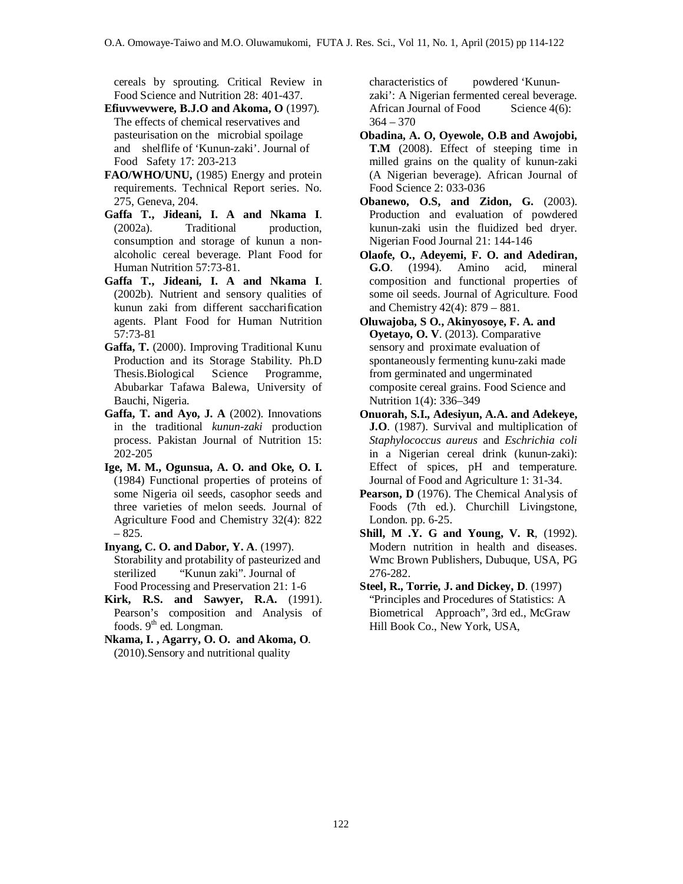cereals by sprouting. Critical Review in Food Science and Nutrition 28: 401-437.

**Efiuvwevwere, B.J.O and Akoma, O** (1997). The effects of chemical reservatives and pasteurisation on the microbial spoilage and shelflife of 'Kunun-zaki'. Journal of Food Safety 17: 203-213

**FAO/WHO/UNU,** (1985) Energy and protein requirements. Technical Report series. No. 275, Geneva, 204.

**Gaffa T., Jideani, I. A and Nkama I**. (2002a). Traditional production, consumption and storage of kunun a non-alcoholic cereal beverage. Plant Food for Human Nutrition 57:73-81.

**Gaffa T., Jideani, I. A and Nkama I**. (2002b). Nutrient and sensory qualities of kunun zaki from different saccharification agents. Plant Food for Human Nutrition 57:73-81

**Gaffa, T.** (2000). Improving Traditional Kunu Production and its Storage Stability. Ph.D Thesis.Biological Science Programme, Abubarkar Tafawa Balewa, University of Bauchi, Nigeria.

**Gaffa, T. and Ayo, J. A** (2002). Innovations in the traditional *kunun-zaki* production process. Pakistan Journal of Nutrition 15: 202-205

**Ige, M. M., Ogunsua, A. O. and Oke, O. I.** (1984) Functional properties of proteins of some Nigeria oil seeds, casophor seeds and three varieties of melon seeds. Journal of Agriculture Food and Chemistry 32(4): 822 – 825.

**Inyang, C. O. and Dabor, Y. A**. (1997). Storability and protability of pasteurized and sterilized "Kunun zaki". Journal of Food Processing and Preservation 21: 1-6

**Kirk, R.S. and Sawyer, R.A.** (1991). Pearson's composition and Analysis of foods. 9th ed. Longman.

**Nkama, I. , Agarry, O. O. and Akoma, O**. (2010).Sensory and nutritional quality characteristics of powdered 'Kunun-zaki': A Nigerian fermented cereal beverage. African Journal of Food Science 4(6): 364 – 370

**Obadina, A. O, Oyewole, O.B and Awojobi, T.M** (2008). Effect of steeping time in milled grains on the quality of kunun-zaki (A Nigerian beverage). African Journal of Food Science 2: 033-036

**Obanewo, O.S, and Zidon, G.** (2003). Production and evaluation of powdered kunun-zaki usin the fluidized bed dryer. Nigerian Food Journal 21: 144-146

**Olaofe, O., Adeyemi, F. O. and Adediran, G.O**. (1994). Amino acid, mineral composition and functional properties of some oil seeds. Journal of Agriculture. Food and Chemistry 42(4): 879 – 881.

**Oluwajoba, S O., Akinyosoye, F. A. and Oyetayo, O. V**. (2013). Comparative sensory and proximate evaluation of spontaneously fermenting kunu-zaki made from germinated and ungerminated composite cereal grains. Food Science and Nutrition 1(4): 336–349

**Onuorah, S.I., Adesiyun, A.A. and Adekeye, J.O**. (1987). Survival and multiplication of *Staphylococcus aureus* and *Eschrichia coli* in a Nigerian cereal drink (kunun-zaki): Effect of spices, pH and temperature. Journal of Food and Agriculture 1: 31-34.

**Pearson, D** (1976). The Chemical Analysis of Foods (7th ed.). Churchill Livingstone, London. pp. 6-25.

**Shill, M .Y. G and Young, V. R**, (1992). Modern nutrition in health and diseases. Wmc Brown Publishers, Dubuque, USA, PG 276-282.

**Steel, R., Torrie, J. and Dickey, D**. (1997) "Principles and Procedures of Statistics: A Biometrical Approach", 3rd ed., McGraw Hill Book Co., New York, USA,